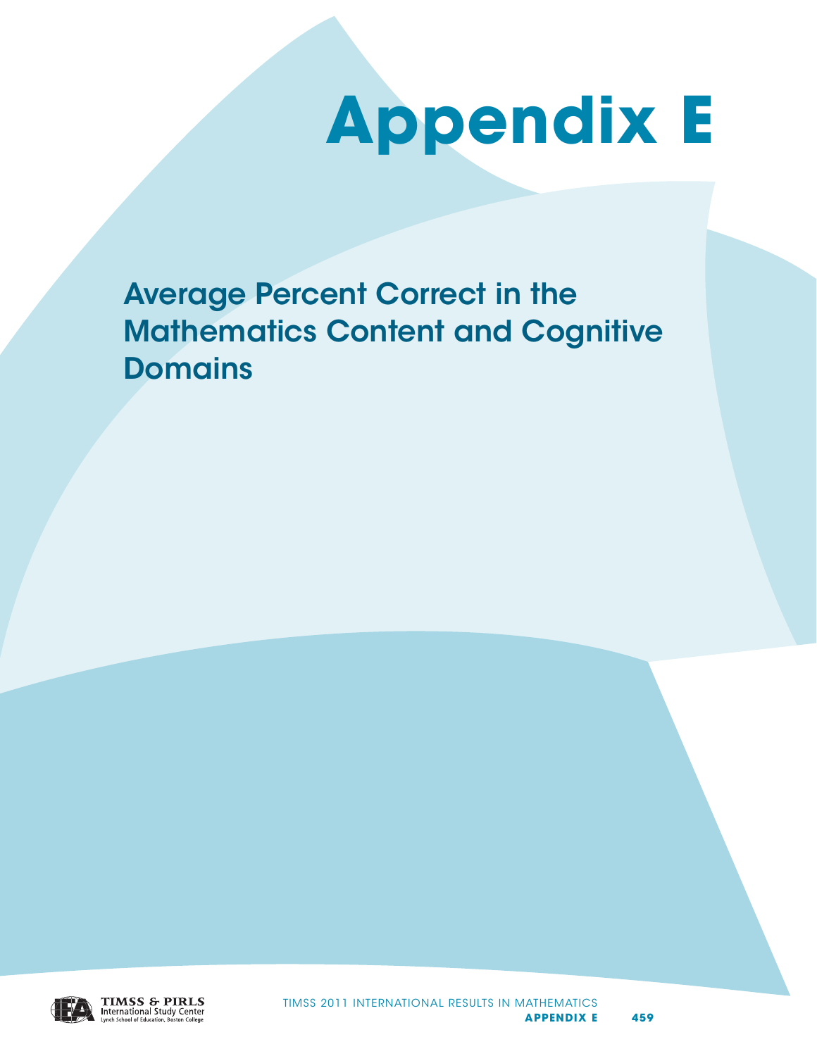# Appendix E

## Average Percent Correct in the Mathematics Content and Cognitive Domains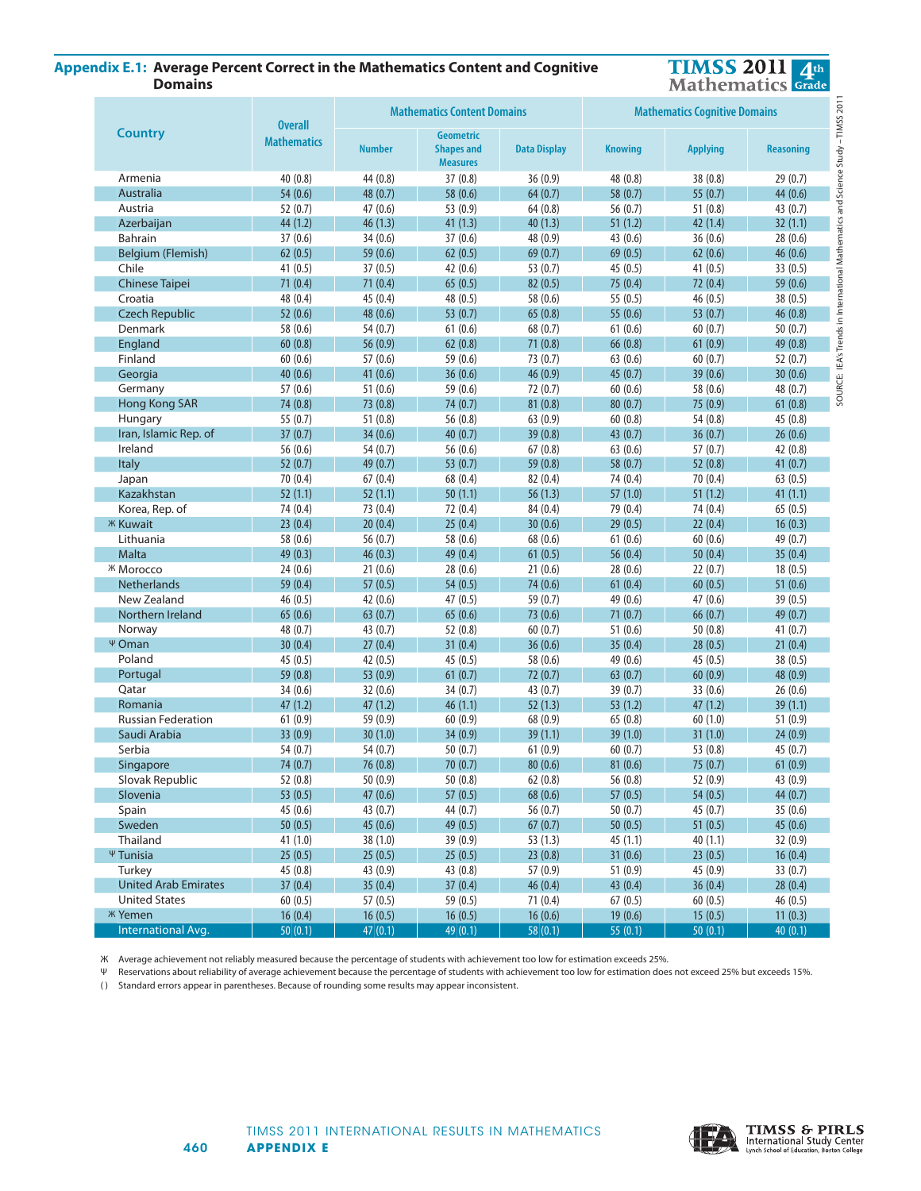## Appendix E.1: Average Percent Correct in the Mathematics Content and Cognitive Domains

TIMSS 2011 Mathematics 4th Grade

| Country | Overall Mathematics | Mathematics Content Domains | | | Mathematics Cognitive Domains | | |
|---|---|---|---|---|---|---|---|
| | | Number | Geometric Shapes and Measures | Data Display | Knowing | Applying | Reasoning |
| Armenia | 40 (0.8) | 44 (0.8) | 37 (0.8) | 36 (0.9) | 48 (0.8) | 38 (0.8) | 29 (0.7) |
| Australia | 54 (0.6) | 48 (0.7) | 58 (0.6) | 64 (0.7) | 58 (0.7) | 55 (0.7) | 44 (0.6) |
| Austria | 52 (0.7) | 47 (0.6) | 53 (0.9) | 64 (0.8) | 56 (0.7) | 51 (0.8) | 43 (0.7) |
| Azerbaijan | 44 (1.2) | 46 (1.3) | 41 (1.3) | 40 (1.3) | 51 (1.2) | 42 (1.4) | 32 (1.1) |
| Bahrain | 37 (0.6) | 34 (0.6) | 37 (0.6) | 48 (0.9) | 43 (0.6) | 36 (0.6) | 28 (0.6) |
| Belgium (Flemish) | 62 (0.5) | 59 (0.6) | 62 (0.5) | 69 (0.7) | 69 (0.5) | 62 (0.6) | 46 (0.6) |
| Chile | 41 (0.5) | 37 (0.5) | 42 (0.6) | 53 (0.7) | 45 (0.5) | 41 (0.5) | 33 (0.5) |
| Chinese Taipei | 71 (0.4) | 71 (0.4) | 65 (0.5) | 82 (0.5) | 75 (0.4) | 72 (0.4) | 59 (0.6) |
| Croatia | 48 (0.4) | 45 (0.4) | 48 (0.5) | 58 (0.6) | 55 (0.5) | 46 (0.5) | 38 (0.5) |
| Czech Republic | 52 (0.6) | 48 (0.6) | 53 (0.7) | 65 (0.8) | 55 (0.6) | 53 (0.7) | 46 (0.8) |
| Denmark | 58 (0.6) | 54 (0.7) | 61 (0.6) | 68 (0.7) | 61 (0.6) | 60 (0.7) | 50 (0.7) |
| England | 60 (0.8) | 56 (0.9) | 62 (0.8) | 71 (0.8) | 66 (0.8) | 61 (0.9) | 49 (0.8) |
| Finland | 60 (0.6) | 57 (0.6) | 59 (0.6) | 73 (0.7) | 63 (0.6) | 60 (0.7) | 52 (0.7) |
| Georgia | 40 (0.6) | 41 (0.6) | 36 (0.6) | 46 (0.9) | 45 (0.7) | 39 (0.6) | 30 (0.6) |
| Germany | 57 (0.6) | 51 (0.6) | 59 (0.6) | 72 (0.7) | 60 (0.6) | 58 (0.6) | 48 (0.7) |
| Hong Kong SAR | 74 (0.8) | 73 (0.8) | 74 (0.7) | 81 (0.8) | 80 (0.7) | 75 (0.9) | 61 (0.8) |
| Hungary | 55 (0.7) | 51 (0.8) | 56 (0.8) | 63 (0.9) | 60 (0.8) | 54 (0.8) | 45 (0.8) |
| Iran, Islamic Rep. of | 37 (0.7) | 34 (0.6) | 40 (0.7) | 39 (0.8) | 43 (0.7) | 36 (0.7) | 26 (0.6) |
| Ireland | 56 (0.6) | 54 (0.7) | 56 (0.6) | 67 (0.8) | 63 (0.6) | 57 (0.7) | 42 (0.8) |
| Italy | 52 (0.7) | 49 (0.7) | 53 (0.7) | 59 (0.8) | 58 (0.7) | 52 (0.8) | 41 (0.7) |
| Japan | 70 (0.4) | 67 (0.4) | 68 (0.4) | 82 (0.4) | 74 (0.4) | 70 (0.4) | 63 (0.5) |
| Kazakhstan | 52 (1.1) | 52 (1.1) | 50 (1.1) | 56 (1.3) | 57 (1.0) | 51 (1.2) | 41 (1.1) |
| Korea, Rep. of | 74 (0.4) | 73 (0.4) | 72 (0.4) | 84 (0.4) | 79 (0.4) | 74 (0.4) | 65 (0.5) |
| Ж Kuwait | 23 (0.4) | 20 (0.4) | 25 (0.4) | 30 (0.6) | 29 (0.5) | 22 (0.4) | 16 (0.3) |
| Lithuania | 58 (0.6) | 56 (0.7) | 58 (0.6) | 68 (0.6) | 61 (0.6) | 60 (0.6) | 49 (0.7) |
| Malta | 49 (0.3) | 46 (0.3) | 49 (0.4) | 61 (0.5) | 56 (0.4) | 50 (0.4) | 35 (0.4) |
| Ж Morocco | 24 (0.6) | 21 (0.6) | 28 (0.6) | 21 (0.6) | 28 (0.6) | 22 (0.7) | 18 (0.5) |
| Netherlands | 59 (0.4) | 57 (0.5) | 54 (0.5) | 74 (0.6) | 61 (0.4) | 60 (0.5) | 51 (0.6) |
| New Zealand | 46 (0.5) | 42 (0.6) | 47 (0.5) | 59 (0.7) | 49 (0.6) | 47 (0.6) | 39 (0.5) |
| Northern Ireland | 65 (0.6) | 63 (0.7) | 65 (0.6) | 73 (0.6) | 71 (0.7) | 66 (0.7) | 49 (0.7) |
| Norway | 48 (0.7) | 43 (0.7) | 52 (0.8) | 60 (0.7) | 51 (0.6) | 50 (0.8) | 41 (0.7) |
| Ψ Oman | 30 (0.4) | 27 (0.4) | 31 (0.4) | 36 (0.6) | 35 (0.4) | 28 (0.5) | 21 (0.4) |
| Poland | 45 (0.5) | 42 (0.5) | 45 (0.5) | 58 (0.6) | 49 (0.6) | 45 (0.5) | 38 (0.5) |
| Portugal | 59 (0.8) | 53 (0.9) | 61 (0.7) | 72 (0.7) | 63 (0.7) | 60 (0.9) | 48 (0.9) |
| Qatar | 34 (0.6) | 32 (0.6) | 34 (0.7) | 43 (0.7) | 39 (0.7) | 33 (0.6) | 26 (0.6) |
| Romania | 47 (1.2) | 47 (1.2) | 46 (1.1) | 52 (1.3) | 53 (1.2) | 47 (1.2) | 39 (1.1) |
| Russian Federation | 61 (0.9) | 59 (0.9) | 60 (0.9) | 68 (0.9) | 65 (0.8) | 60 (1.0) | 51 (0.9) |
| Saudi Arabia | 33 (0.9) | 30 (1.0) | 34 (0.9) | 39 (1.1) | 39 (1.0) | 31 (1.0) | 24 (0.9) |
| Serbia | 54 (0.7) | 54 (0.7) | 50 (0.7) | 61 (0.9) | 60 (0.7) | 53 (0.8) | 45 (0.7) |
| Singapore | 74 (0.7) | 76 (0.8) | 70 (0.7) | 80 (0.6) | 81 (0.6) | 75 (0.7) | 61 (0.9) |
| Slovak Republic | 52 (0.8) | 50 (0.9) | 50 (0.8) | 62 (0.8) | 56 (0.8) | 52 (0.9) | 43 (0.9) |
| Slovenia | 53 (0.5) | 47 (0.6) | 57 (0.5) | 68 (0.6) | 57 (0.5) | 54 (0.5) | 44 (0.7) |
| Spain | 45 (0.6) | 43 (0.7) | 44 (0.7) | 56 (0.7) | 50 (0.7) | 45 (0.7) | 35 (0.6) |
| Sweden | 50 (0.5) | 45 (0.6) | 49 (0.5) | 67 (0.7) | 50 (0.5) | 51 (0.5) | 45 (0.6) |
| Thailand | 41 (1.0) | 38 (1.0) | 39 (0.9) | 53 (1.3) | 45 (1.1) | 40 (1.1) | 32 (0.9) |
| Ψ Tunisia | 25 (0.5) | 25 (0.5) | 25 (0.5) | 23 (0.8) | 31 (0.6) | 23 (0.5) | 16 (0.4) |
| Turkey | 45 (0.8) | 43 (0.9) | 43 (0.8) | 57 (0.9) | 51 (0.9) | 45 (0.9) | 33 (0.7) |
| United Arab Emirates | 37 (0.4) | 35 (0.4) | 37 (0.4) | 46 (0.4) | 43 (0.4) | 36 (0.4) | 28 (0.4) |
| United States | 60 (0.5) | 57 (0.5) | 59 (0.5) | 71 (0.4) | 67 (0.5) | 60 (0.5) | 46 (0.5) |
| Ж Yemen | 16 (0.4) | 16 (0.5) | 16 (0.5) | 16 (0.6) | 19 (0.6) | 15 (0.5) | 11 (0.3) |
| International Avg. | 50 (0.1) | 47 (0.1) | 49 (0.1) | 58 (0.1) | 55 (0.1) | 50 (0.1) | 40 (0.1) |

Ж Average achievement not reliably measured because the percentage of students with achievement too low for estimation exceeds 25%.

Ψ Reservations about reliability of average achievement because the percentage of students with achievement too low for estimation does not exceed 25% but exceeds 15%.

( ) Standard errors appear in parentheses. Because of rounding some results may appear inconsistent.

SOURCE: IEA's Trends in International Mathematics and Science Study – TIMSS 2011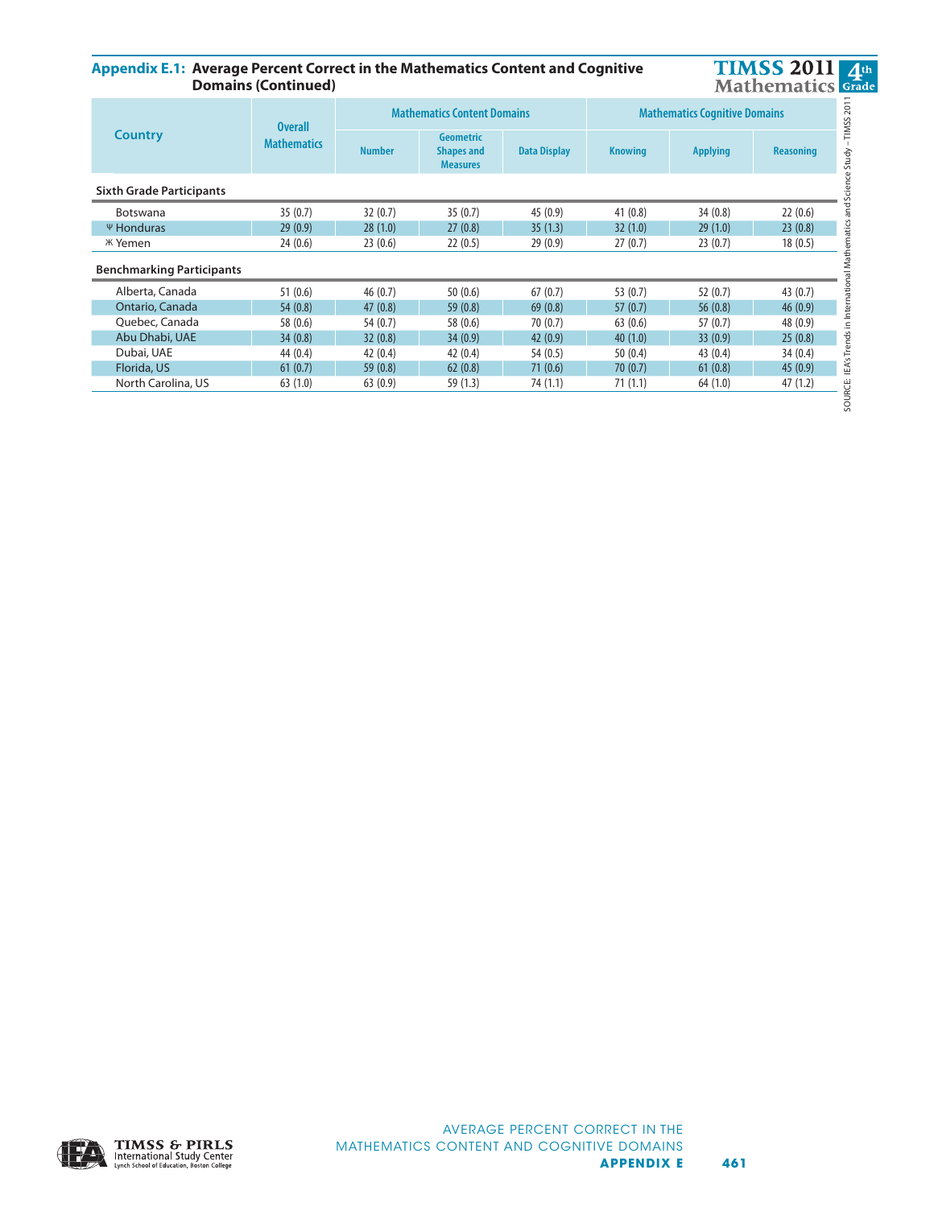## Appendix E.1: Average Percent Correct in the Mathematics Content and Cognitive Domains (Continued)

| Country | Overall Mathematics | Mathematics Content Domains | | | Mathematics Cognitive Domains | | |
|---|---|---|---|---|---|---|---|
| | | Number | Geometric Shapes and Measures | Data Display | Knowing | Applying | Reasoning |
| **Sixth Grade Participants** | | | | | | | |
| Botswana | 35 (0.7) | 32 (0.7) | 35 (0.7) | 45 (0.9) | 41 (0.8) | 34 (0.8) | 22 (0.6) |
| Ψ Honduras | 29 (0.9) | 28 (1.0) | 27 (0.8) | 35 (1.3) | 32 (1.0) | 29 (1.0) | 23 (0.8) |
| Ж Yemen | 24 (0.6) | 23 (0.6) | 22 (0.5) | 29 (0.9) | 27 (0.7) | 23 (0.7) | 18 (0.5) |
| **Benchmarking Participants** | | | | | | | |
| Alberta, Canada | 51 (0.6) | 46 (0.7) | 50 (0.6) | 67 (0.7) | 53 (0.7) | 52 (0.7) | 43 (0.7) |
| Ontario, Canada | 54 (0.8) | 47 (0.8) | 59 (0.8) | 69 (0.8) | 57 (0.7) | 56 (0.8) | 46 (0.9) |
| Quebec, Canada | 58 (0.6) | 54 (0.7) | 58 (0.6) | 70 (0.7) | 63 (0.6) | 57 (0.7) | 48 (0.9) |
| Abu Dhabi, UAE | 34 (0.8) | 32 (0.8) | 34 (0.9) | 42 (0.9) | 40 (1.0) | 33 (0.9) | 25 (0.8) |
| Dubai, UAE | 44 (0.4) | 42 (0.4) | 42 (0.4) | 54 (0.5) | 50 (0.4) | 43 (0.4) | 34 (0.4) |
| Florida, US | 61 (0.7) | 59 (0.8) | 62 (0.8) | 71 (0.6) | 70 (0.7) | 61 (0.8) | 45 (0.9) |
| North Carolina, US | 63 (1.0) | 63 (0.9) | 59 (1.3) | 74 (1.1) | 71 (1.1) | 64 (1.0) | 47 (1.2) |

SOURCE: IEA's Trends in International Mathematics and Science Study – TIMSS 2011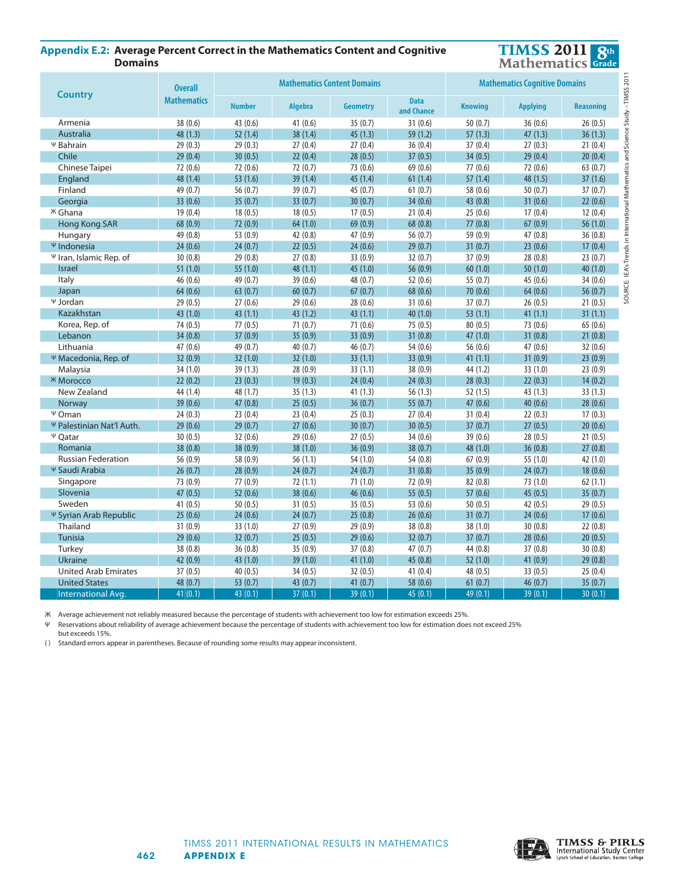## Appendix E.2: Average Percent Correct in the Mathematics Content and Cognitive Domains

| Country | Overall Mathematics | Mathematics Content Domains | | | | Mathematics Cognitive Domains | | |
|---|---|---|---|---|---|---|---|---|
| | | Number | Algebra | Geometry | Data and Chance | Knowing | Applying | Reasoning |
| Armenia | 38 (0.6) | 43 (0.6) | 41 (0.6) | 35 (0.7) | 31 (0.6) | 50 (0.7) | 36 (0.6) | 26 (0.5) |
| Australia | 48 (1.3) | 52 (1.4) | 38 (1.4) | 45 (1.3) | 59 (1.2) | 57 (1.3) | 47 (1.3) | 36 (1.3) |
| Ψ Bahrain | 29 (0.3) | 29 (0.3) | 27 (0.4) | 27 (0.4) | 36 (0.4) | 37 (0.4) | 27 (0.3) | 21 (0.4) |
| Chile | 29 (0.4) | 30 (0.5) | 22 (0.4) | 28 (0.5) | 37 (0.5) | 34 (0.5) | 29 (0.4) | 20 (0.4) |
| Chinese Taipei | 72 (0.6) | 72 (0.6) | 72 (0.7) | 73 (0.6) | 69 (0.6) | 77 (0.6) | 72 (0.6) | 63 (0.7) |
| England | 48 (1.4) | 53 (1.6) | 39 (1.4) | 45 (1.4) | 61 (1.4) | 57 (1.4) | 48 (1.5) | 37 (1.6) |
| Finland | 49 (0.7) | 56 (0.7) | 39 (0.7) | 45 (0.7) | 61 (0.7) | 58 (0.6) | 50 (0.7) | 37 (0.7) |
| Georgia | 33 (0.6) | 35 (0.7) | 33 (0.7) | 30 (0.7) | 34 (0.6) | 43 (0.8) | 31 (0.6) | 22 (0.6) |
| Ж Ghana | 19 (0.4) | 18 (0.5) | 18 (0.5) | 17 (0.5) | 21 (0.4) | 25 (0.6) | 17 (0.4) | 12 (0.4) |
| Hong Kong SAR | 68 (0.9) | 72 (0.9) | 64 (1.0) | 69 (0.9) | 68 (0.8) | 77 (0.8) | 67 (0.9) | 56 (1.0) |
| Hungary | 49 (0.8) | 53 (0.9) | 42 (0.8) | 47 (0.9) | 56 (0.7) | 59 (0.9) | 47 (0.8) | 36 (0.8) |
| Ψ Indonesia | 24 (0.6) | 24 (0.7) | 22 (0.5) | 24 (0.6) | 29 (0.7) | 31 (0.7) | 23 (0.6) | 17 (0.4) |
| Ψ Iran, Islamic Rep. of | 30 (0.8) | 29 (0.8) | 27 (0.8) | 33 (0.9) | 32 (0.7) | 37 (0.9) | 28 (0.8) | 23 (0.7) |
| Israel | 51 (1.0) | 55 (1.0) | 48 (1.1) | 45 (1.0) | 56 (0.9) | 60 (1.0) | 50 (1.0) | 40 (1.0) |
| Italy | 46 (0.6) | 49 (0.7) | 39 (0.6) | 48 (0.7) | 52 (0.6) | 55 (0.7) | 45 (0.6) | 34 (0.6) |
| Japan | 64 (0.6) | 63 (0.7) | 60 (0.7) | 67 (0.7) | 68 (0.6) | 70 (0.6) | 64 (0.6) | 56 (0.7) |
| Ψ Jordan | 29 (0.5) | 27 (0.6) | 29 (0.6) | 28 (0.6) | 31 (0.6) | 37 (0.7) | 26 (0.5) | 21 (0.5) |
| Kazakhstan | 43 (1.0) | 43 (1.1) | 43 (1.2) | 43 (1.1) | 40 (1.0) | 53 (1.1) | 41 (1.1) | 31 (1.1) |
| Korea, Rep. of | 74 (0.5) | 77 (0.5) | 71 (0.7) | 71 (0.6) | 75 (0.5) | 80 (0.5) | 73 (0.6) | 65 (0.6) |
| Lebanon | 34 (0.8) | 37 (0.9) | 35 (0.9) | 33 (0.9) | 31 (0.8) | 47 (1.0) | 31 (0.8) | 21 (0.8) |
| Lithuania | 47 (0.6) | 49 (0.7) | 40 (0.7) | 46 (0.7) | 54 (0.6) | 56 (0.6) | 47 (0.6) | 32 (0.6) |
| Ψ Macedonia, Rep. of | 32 (0.9) | 32 (1.0) | 32 (1.0) | 33 (1.1) | 33 (0.9) | 41 (1.1) | 31 (0.9) | 23 (0.9) |
| Malaysia | 34 (1.0) | 39 (1.3) | 28 (0.9) | 33 (1.1) | 38 (0.9) | 44 (1.2) | 33 (1.0) | 23 (0.9) |
| Ж Morocco | 22 (0.2) | 23 (0.3) | 19 (0.3) | 24 (0.4) | 24 (0.3) | 28 (0.3) | 22 (0.3) | 14 (0.2) |
| New Zealand | 44 (1.4) | 48 (1.7) | 35 (1.3) | 41 (1.3) | 56 (1.3) | 52 (1.5) | 43 (1.3) | 33 (1.3) |
| Norway | 39 (0.6) | 47 (0.8) | 25 (0.5) | 36 (0.7) | 55 (0.7) | 47 (0.6) | 40 (0.6) | 28 (0.6) |
| Ψ Oman | 24 (0.3) | 23 (0.4) | 23 (0.4) | 25 (0.3) | 27 (0.4) | 31 (0.4) | 22 (0.3) | 17 (0.3) |
| Ψ Palestinian Nat'l Auth. | 29 (0.6) | 29 (0.7) | 27 (0.6) | 30 (0.7) | 30 (0.5) | 37 (0.7) | 27 (0.5) | 20 (0.6) |
| Ψ Qatar | 30 (0.5) | 32 (0.6) | 29 (0.6) | 27 (0.5) | 34 (0.6) | 39 (0.6) | 28 (0.5) | 21 (0.5) |
| Romania | 38 (0.8) | 38 (0.9) | 38 (1.0) | 36 (0.9) | 38 (0.7) | 48 (1.0) | 36 (0.8) | 27 (0.8) |
| Russian Federation | 56 (0.9) | 58 (0.9) | 56 (1.1) | 54 (1.0) | 54 (0.8) | 67 (0.9) | 55 (1.0) | 42 (1.0) |
| Ψ Saudi Arabia | 26 (0.7) | 28 (0.9) | 24 (0.7) | 24 (0.7) | 31 (0.8) | 35 (0.9) | 24 (0.7) | 18 (0.6) |
| Singapore | 73 (0.9) | 77 (0.9) | 72 (1.1) | 71 (1.0) | 72 (0.9) | 82 (0.8) | 73 (1.0) | 62 (1.1) |
| Slovenia | 47 (0.5) | 52 (0.6) | 38 (0.6) | 46 (0.6) | 55 (0.5) | 57 (0.6) | 45 (0.5) | 35 (0.7) |
| Sweden | 41 (0.5) | 50 (0.5) | 31 (0.5) | 35 (0.5) | 53 (0.6) | 50 (0.5) | 42 (0.5) | 29 (0.5) |
| Ψ Syrian Arab Republic | 25 (0.6) | 24 (0.6) | 24 (0.7) | 25 (0.8) | 26 (0.6) | 31 (0.7) | 24 (0.6) | 17 (0.6) |
| Thailand | 31 (0.9) | 33 (1.0) | 27 (0.9) | 29 (0.9) | 38 (0.8) | 38 (1.0) | 30 (0.8) | 22 (0.8) |
| Tunisia | 29 (0.6) | 32 (0.7) | 25 (0.5) | 29 (0.6) | 32 (0.7) | 37 (0.7) | 28 (0.6) | 20 (0.5) |
| Turkey | 38 (0.8) | 36 (0.8) | 35 (0.9) | 37 (0.8) | 47 (0.7) | 44 (0.8) | 37 (0.8) | 30 (0.8) |
| Ukraine | 42 (0.9) | 43 (1.0) | 39 (1.0) | 41 (1.0) | 45 (0.8) | 52 (1.0) | 41 (0.9) | 29 (0.8) |
| United Arab Emirates | 37 (0.5) | 40 (0.5) | 34 (0.5) | 32 (0.5) | 41 (0.4) | 48 (0.5) | 33 (0.5) | 25 (0.4) |
| United States | 48 (0.7) | 53 (0.7) | 43 (0.7) | 41 (0.7) | 58 (0.6) | 61 (0.7) | 46 (0.7) | 35 (0.7) |
| International Avg. | 41 (0.1) | 43 (0.1) | 37 (0.1) | 39 (0.1) | 45 (0.1) | 49 (0.1) | 39 (0.1) | 30 (0.1) |

Ж Average achievement not reliably measured because the percentage of students with achievement too low for estimation exceeds 25%.

Ψ Reservations about reliability of average achievement because the percentage of students with achievement too low for estimation does not exceed 25% but exceeds 15%.

( ) Standard errors appear in parentheses. Because of rounding some results may appear inconsistent.

SOURCE: IEA's Trends in International Mathematics and Science Study – TIMSS 2011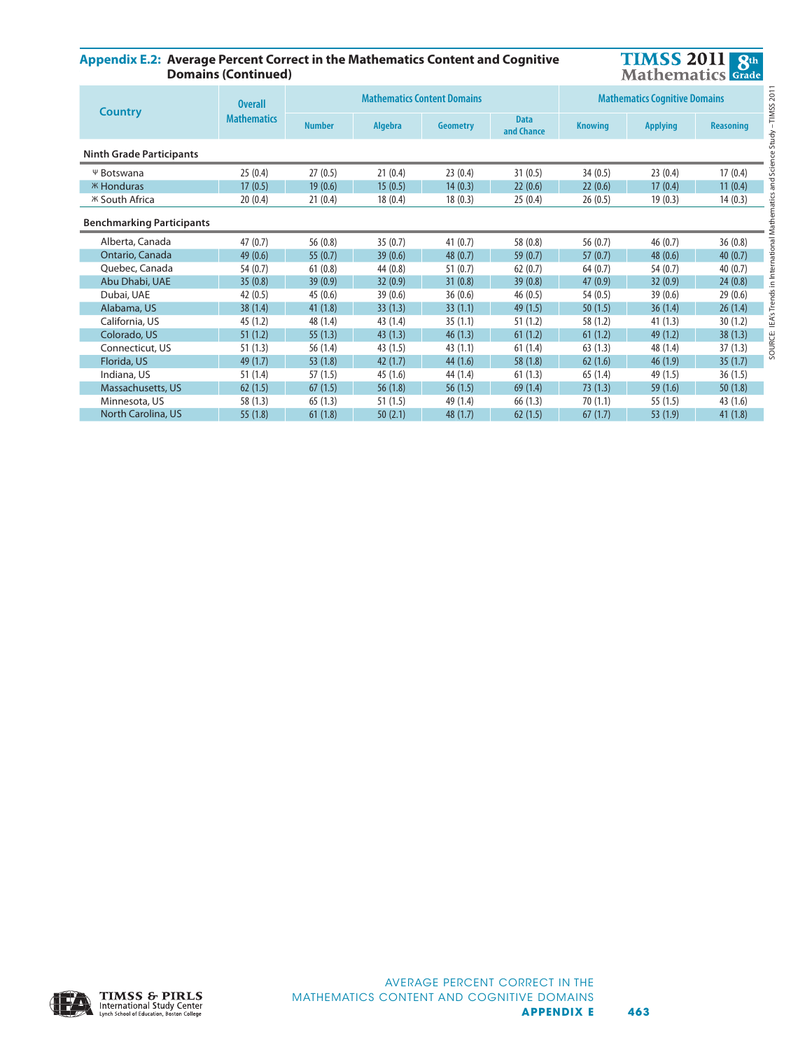## Appendix E.2: Average Percent Correct in the Mathematics Content and Cognitive Domains (Continued)

| Country | Overall Mathematics | Mathematics Content Domains | | | | Mathematics Cognitive Domains | | |
|---|---|---|---|---|---|---|---|---|
| | | Number | Algebra | Geometry | Data and Chance | Knowing | Applying | Reasoning |
| **Ninth Grade Participants** | | | | | | | | |
| Ψ Botswana | 25 (0.4) | 27 (0.5) | 21 (0.4) | 23 (0.4) | 31 (0.5) | 34 (0.5) | 23 (0.4) | 17 (0.4) |
| Ж Honduras | 17 (0.5) | 19 (0.6) | 15 (0.5) | 14 (0.3) | 22 (0.6) | 22 (0.6) | 17 (0.4) | 11 (0.4) |
| Ж South Africa | 20 (0.4) | 21 (0.4) | 18 (0.4) | 18 (0.3) | 25 (0.4) | 26 (0.5) | 19 (0.3) | 14 (0.3) |
| **Benchmarking Participants** | | | | | | | | |
| Alberta, Canada | 47 (0.7) | 56 (0.8) | 35 (0.7) | 41 (0.7) | 58 (0.8) | 56 (0.7) | 46 (0.7) | 36 (0.8) |
| Ontario, Canada | 49 (0.6) | 55 (0.7) | 39 (0.6) | 48 (0.7) | 59 (0.7) | 57 (0.7) | 48 (0.6) | 40 (0.7) |
| Quebec, Canada | 54 (0.7) | 61 (0.8) | 44 (0.8) | 51 (0.7) | 62 (0.7) | 64 (0.7) | 54 (0.7) | 40 (0.7) |
| Abu Dhabi, UAE | 35 (0.8) | 39 (0.9) | 32 (0.9) | 31 (0.8) | 39 (0.8) | 47 (0.9) | 32 (0.9) | 24 (0.8) |
| Dubai, UAE | 42 (0.5) | 45 (0.6) | 39 (0.6) | 36 (0.6) | 46 (0.5) | 54 (0.5) | 39 (0.6) | 29 (0.6) |
| Alabama, US | 38 (1.4) | 41 (1.8) | 33 (1.3) | 33 (1.1) | 49 (1.5) | 50 (1.5) | 36 (1.4) | 26 (1.4) |
| California, US | 45 (1.2) | 48 (1.4) | 43 (1.4) | 35 (1.1) | 51 (1.2) | 58 (1.2) | 41 (1.3) | 30 (1.2) |
| Colorado, US | 51 (1.2) | 55 (1.3) | 43 (1.3) | 46 (1.3) | 61 (1.2) | 61 (1.2) | 49 (1.2) | 38 (1.3) |
| Connecticut, US | 51 (1.3) | 56 (1.4) | 43 (1.5) | 43 (1.1) | 61 (1.4) | 63 (1.3) | 48 (1.4) | 37 (1.3) |
| Florida, US | 49 (1.7) | 53 (1.8) | 42 (1.7) | 44 (1.6) | 58 (1.8) | 62 (1.6) | 46 (1.9) | 35 (1.7) |
| Indiana, US | 51 (1.4) | 57 (1.5) | 45 (1.6) | 44 (1.4) | 61 (1.3) | 65 (1.4) | 49 (1.5) | 36 (1.5) |
| Massachusetts, US | 62 (1.5) | 67 (1.5) | 56 (1.8) | 56 (1.5) | 69 (1.4) | 73 (1.3) | 59 (1.6) | 50 (1.8) |
| Minnesota, US | 58 (1.3) | 65 (1.3) | 51 (1.5) | 49 (1.4) | 66 (1.3) | 70 (1.1) | 55 (1.5) | 43 (1.6) |
| North Carolina, US | 55 (1.8) | 61 (1.8) | 50 (2.1) | 48 (1.7) | 62 (1.5) | 67 (1.7) | 53 (1.9) | 41 (1.8) |

SOURCE: IEA's Trends in International Mathematics and Science Study – TIMSS 2011